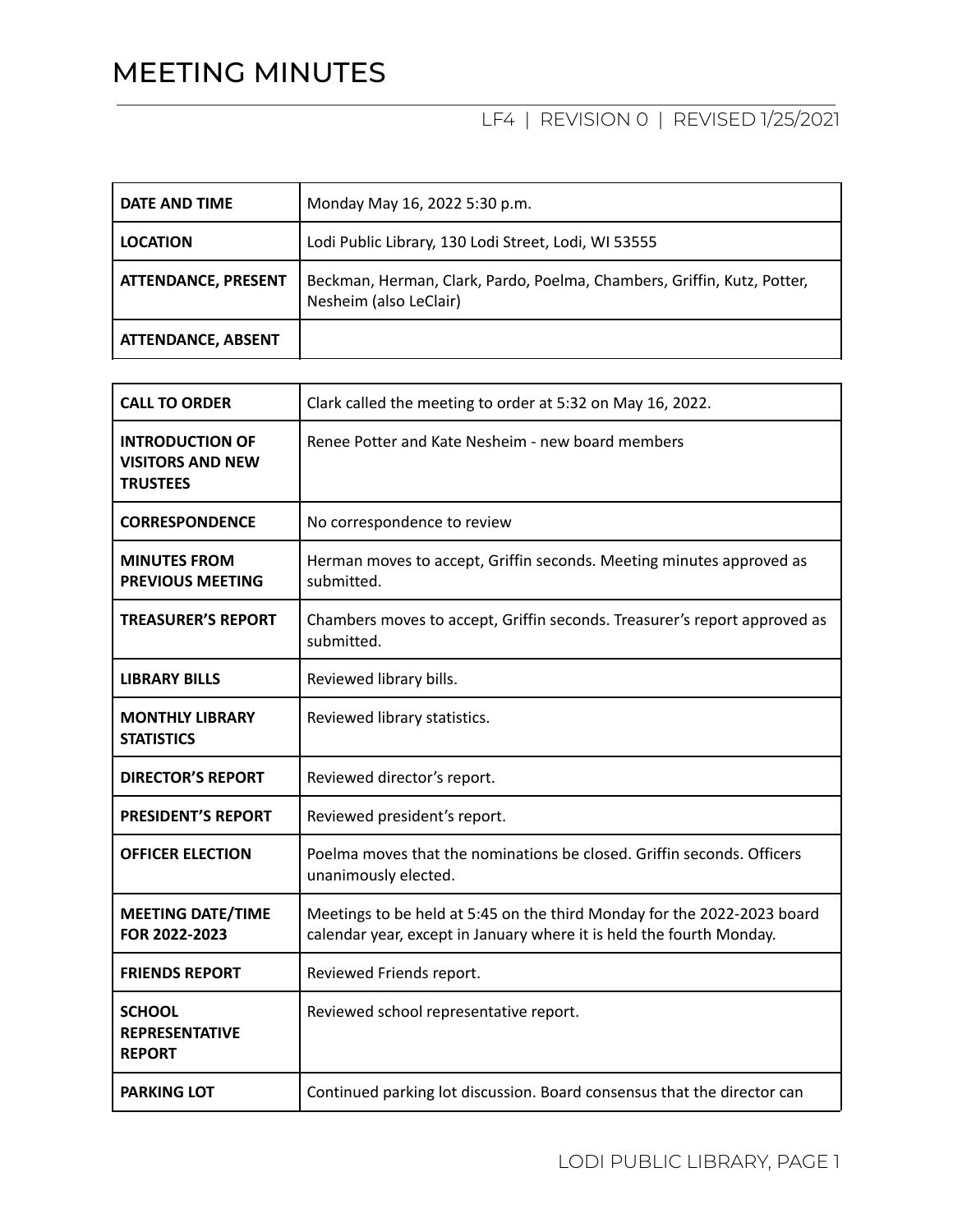# MEETING MINUTES

LF4 | REVISION 0 | REVISED 1/25/2021

| | |
|---|---|
| **DATE AND TIME** | Monday May 16, 2022 5:30 p.m. |
| **LOCATION** | Lodi Public Library, 130 Lodi Street, Lodi, WI 53555 |
| **ATTENDANCE, PRESENT** | Beckman, Herman, Clark, Pardo, Poelma, Chambers, Griffin, Kutz, Potter, Nesheim (also LeClair) |
| **ATTENDANCE, ABSENT** | |

| | |
|---|---|
| **CALL TO ORDER** | Clark called the meeting to order at 5:32 on May 16, 2022. |
| **INTRODUCTION OF VISITORS AND NEW TRUSTEES** | Renee Potter and Kate Nesheim - new board members |
| **CORRESPONDENCE** | No correspondence to review |
| **MINUTES FROM PREVIOUS MEETING** | Herman moves to accept, Griffin seconds. Meeting minutes approved as submitted. |
| **TREASURER'S REPORT** | Chambers moves to accept, Griffin seconds. Treasurer's report approved as submitted. |
| **LIBRARY BILLS** | Reviewed library bills. |
| **MONTHLY LIBRARY STATISTICS** | Reviewed library statistics. |
| **DIRECTOR'S REPORT** | Reviewed director's report. |
| **PRESIDENT'S REPORT** | Reviewed president's report. |
| **OFFICER ELECTION** | Poelma moves that the nominations be closed. Griffin seconds. Officers unanimously elected. |
| **MEETING DATE/TIME FOR 2022-2023** | Meetings to be held at 5:45 on the third Monday for the 2022-2023 board calendar year, except in January where it is held the fourth Monday. |
| **FRIENDS REPORT** | Reviewed Friends report. |
| **SCHOOL REPRESENTATIVE REPORT** | Reviewed school representative report. |
| **PARKING LOT** | Continued parking lot discussion. Board consensus that the director can |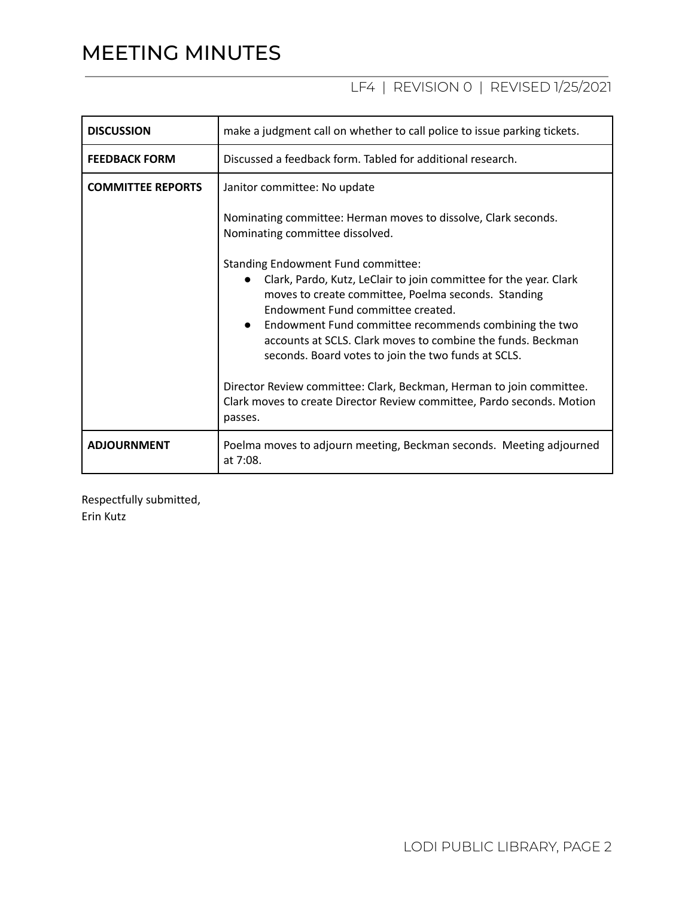| | |
|---|---|
| **DISCUSSION** | make a judgment call on whether to call police to issue parking tickets. |
| **FEEDBACK FORM** | Discussed a feedback form. Tabled for additional research. |
| **COMMITTEE REPORTS** | Janitor committee: No update<br><br>Nominating committee: Herman moves to dissolve, Clark seconds. Nominating committee dissolved.<br><br>Standing Endowment Fund committee:<br>● Clark, Pardo, Kutz, LeClair to join committee for the year. Clark moves to create committee, Poelma seconds. Standing Endowment Fund committee created.<br>● Endowment Fund committee recommends combining the two accounts at SCLS. Clark moves to combine the funds. Beckman seconds. Board votes to join the two funds at SCLS.<br><br>Director Review committee: Clark, Beckman, Herman to join committee. Clark moves to create Director Review committee, Pardo seconds. Motion passes. |
| **ADJOURNMENT** | Poelma moves to adjourn meeting, Beckman seconds. Meeting adjourned at 7:08. |

Respectfully submitted,
Erin Kutz